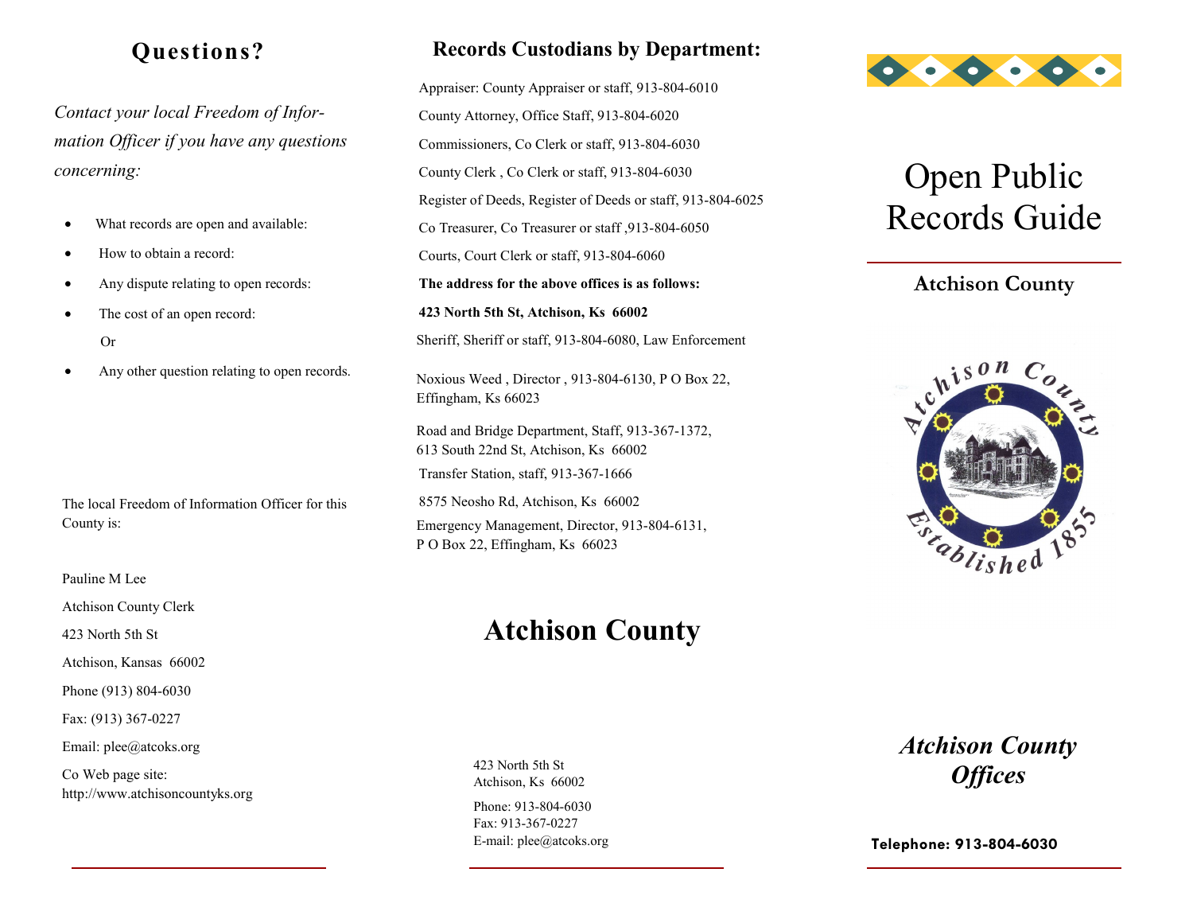## Questions?

*Contact your local Freedom of Information Officer if you have any questions concerning:*

- What records are open and available:
- How to obtain a record:
- Any dispute relating to open records:
- The cost of an open record:

  Or
- Any other question relating to open records.

The local Freedom of Information Officer for this County is:

Pauline M Lee

Atchison County Clerk

423 North 5th St

Atchison, Kansas 66002

Phone (913) 804-6030

Fax: (913) 367-0227

Email: plee@atcoks.org

Co Web page site: http://www.atchisoncountyks.org

## Records Custodians by Department:

Appraiser: County Appraiser or staff, 913-804-6010

County Attorney, Office Staff, 913-804-6020

Commissioners, Co Clerk or staff, 913-804-6030

County Clerk , Co Clerk or staff, 913-804-6030

Register of Deeds, Register of Deeds or staff, 913-804-6025

Co Treasurer, Co Treasurer or staff ,913-804-6050

Courts, Court Clerk or staff, 913-804-6060

**The address for the above offices is as follows:**

**423 North 5th St, Atchison, Ks 66002**

Sheriff, Sheriff or staff, 913-804-6080, Law Enforcement

Noxious Weed , Director , 913-804-6130, P O Box 22, Effingham, Ks 66023

Road and Bridge Department, Staff, 913-367-1372, 613 South 22nd St, Atchison, Ks 66002

Transfer Station, staff, 913-367-1666

8575 Neosho Rd, Atchison, Ks 66002

Emergency Management, Director, 913-804-6131, P O Box 22, Effingham, Ks 66023

## Atchison County

423 North 5th St
Atchison, Ks 66002

Phone: 913-804-6030
Fax: 913-367-0227
E-mail: plee@atcoks.org

# Open Public Records Guide

### Atchison County

Atchison County Established 1855

***Atchison County Offices***

**Telephone: 913-804-6030**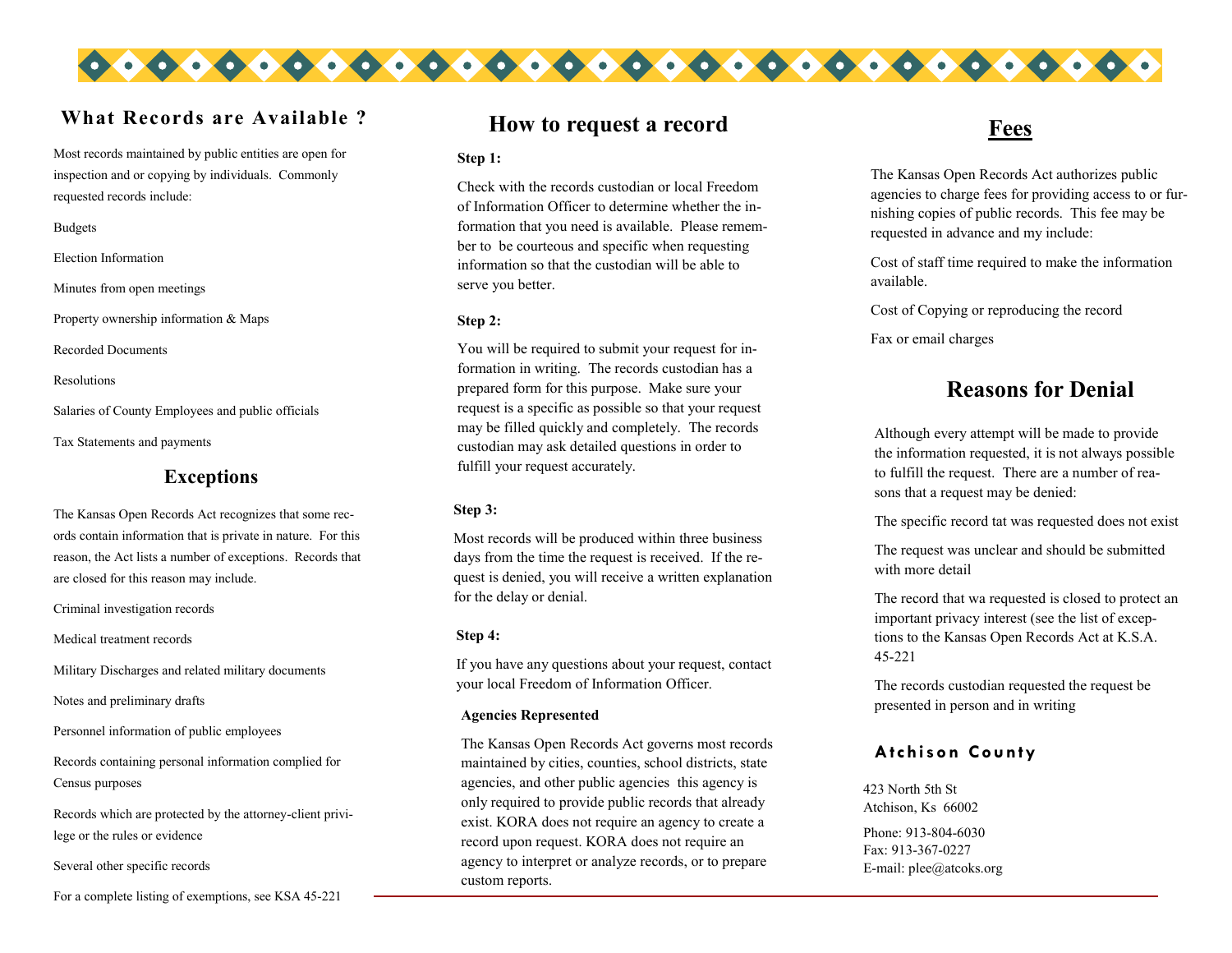## What Records are Available ?

Most records maintained by public entities are open for inspection and or copying by individuals. Commonly requested records include:

Budgets

Election Information

Minutes from open meetings

Property ownership information & Maps

Recorded Documents

Resolutions

Salaries of County Employees and public officials

Tax Statements and payments

## Exceptions

The Kansas Open Records Act recognizes that some records contain information that is private in nature. For this reason, the Act lists a number of exceptions. Records that are closed for this reason may include.

Criminal investigation records

Medical treatment records

Military Discharges and related military documents

Notes and preliminary drafts

Personnel information of public employees

Records containing personal information complied for Census purposes

Records which are protected by the attorney-client privilege or the rules or evidence

Several other specific records

For a complete listing of exemptions, see KSA 45-221

## How to request a record

**Step 1:**

Check with the records custodian or local Freedom of Information Officer to determine whether the information that you need is available. Please remember to be courteous and specific when requesting information so that the custodian will be able to serve you better.

**Step 2:**

You will be required to submit your request for information in writing. The records custodian has a prepared form for this purpose. Make sure your request is a specific as possible so that your request may be filled quickly and completely. The records custodian may ask detailed questions in order to fulfill your request accurately.

**Step 3:**

Most records will be produced within three business days from the time the request is received. If the request is denied, you will receive a written explanation for the delay or denial.

**Step 4:**

If you have any questions about your request, contact your local Freedom of Information Officer.

**Agencies Represented**

The Kansas Open Records Act governs most records maintained by cities, counties, school districts, state agencies, and other public agencies this agency is only required to provide public records that already exist. KORA does not require an agency to create a record upon request. KORA does not require an agency to interpret or analyze records, or to prepare custom reports.

## Fees

The Kansas Open Records Act authorizes public agencies to charge fees for providing access to or furnishing copies of public records. This fee may be requested in advance and my include:

Cost of staff time required to make the information available.

Cost of Copying or reproducing the record

Fax or email charges

## Reasons for Denial

Although every attempt will be made to provide the information requested, it is not always possible to fulfill the request. There are a number of reasons that a request may be denied:

The specific record tat was requested does not exist

The request was unclear and should be submitted with more detail

The record that wa requested is closed to protect an important privacy interest (see the list of exceptions to the Kansas Open Records Act at K.S.A. 45-221

The records custodian requested the request be presented in person and in writing

### Atchison County

423 North 5th St
Atchison, Ks 66002

Phone: 913-804-6030
Fax: 913-367-0227
E-mail: plee@atcoks.org